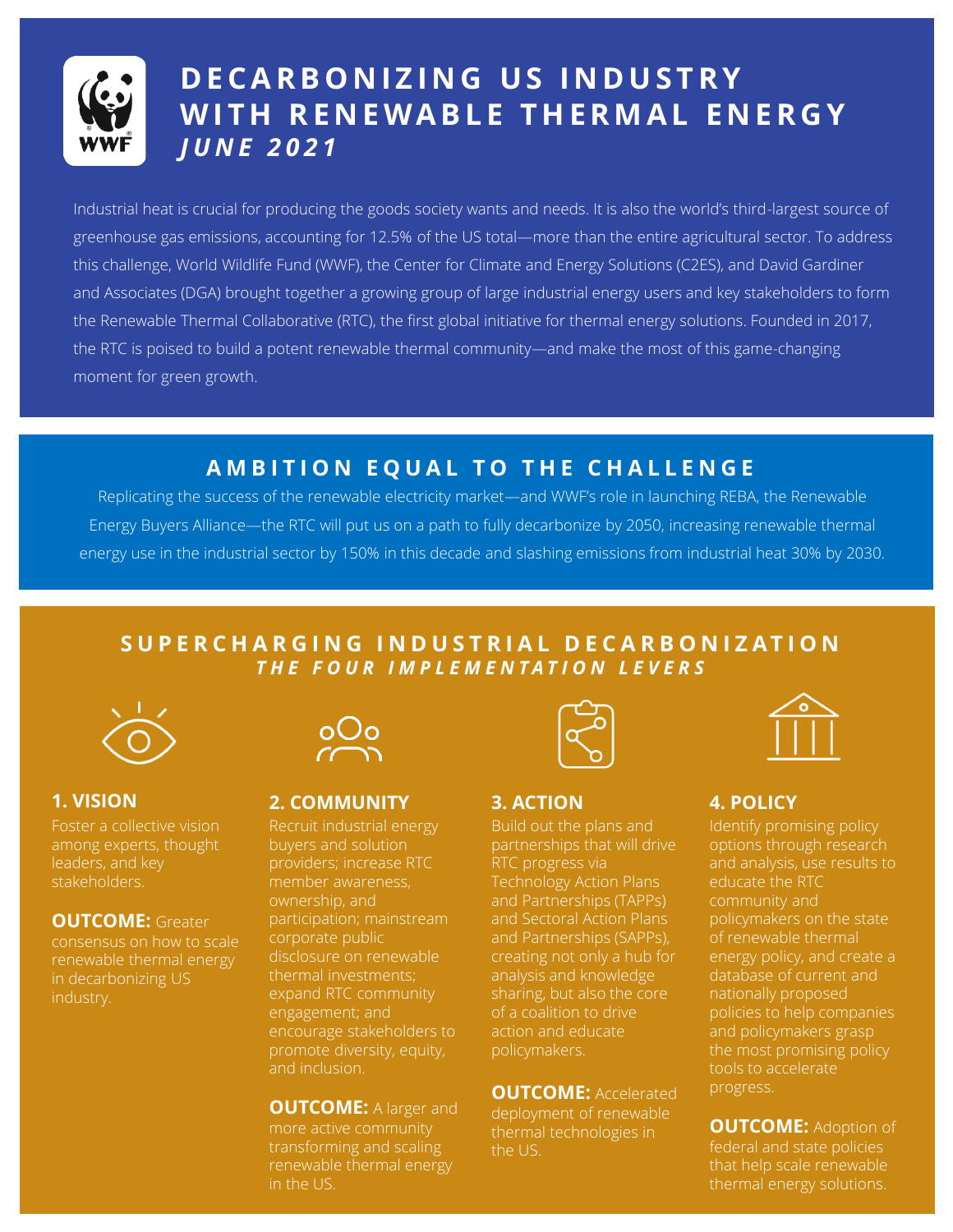# DECARBONIZING US INDUSTRY WITH RENEWABLE THERMAL ENERGY

***JUNE 2021***

Industrial heat is crucial for producing the goods society wants and needs. It is also the world's third-largest source of greenhouse gas emissions, accounting for 12.5% of the US total—more than the entire agricultural sector. To address this challenge, World Wildlife Fund (WWF), the Center for Climate and Energy Solutions (C2ES), and David Gardiner and Associates (DGA) brought together a growing group of large industrial energy users and key stakeholders to form the Renewable Thermal Collaborative (RTC), the first global initiative for thermal energy solutions. Founded in 2017, the RTC is poised to build a potent renewable thermal community—and make the most of this game-changing moment for green growth.

## AMBITION EQUAL TO THE CHALLENGE

Replicating the success of the renewable electricity market—and WWF's role in launching REBA, the Renewable Energy Buyers Alliance—the RTC will put us on a path to fully decarbonize by 2050, increasing renewable thermal energy use in the industrial sector by 150% in this decade and slashing emissions from industrial heat 30% by 2030.

## SUPERCHARGING INDUSTRIAL DECARBONIZATION

***THE FOUR IMPLEMENTATION LEVERS***

### 1. VISION

Foster a collective vision among experts, thought leaders, and key stakeholders.

**OUTCOME:** Greater consensus on how to scale renewable thermal energy in decarbonizing US industry.

### 2. COMMUNITY

Recruit industrial energy buyers and solution providers; increase RTC member awareness, ownership, and participation; mainstream corporate public disclosure on renewable thermal investments; expand RTC community engagement; and encourage stakeholders to promote diversity, equity, and inclusion.

**OUTCOME:** A larger and more active community transforming and scaling renewable thermal energy in the US.

### 3. ACTION

Build out the plans and partnerships that will drive RTC progress via Technology Action Plans and Partnerships (TAPPs) and Sectoral Action Plans and Partnerships (SAPPs), creating not only a hub for analysis and knowledge sharing, but also the core of a coalition to drive action and educate policymakers.

**OUTCOME:** Accelerated deployment of renewable thermal technologies in the US.

### 4. POLICY

Identify promising policy options through research and analysis, use results to educate the RTC community and policymakers on the state of renewable thermal energy policy, and create a database of current and nationally proposed policies to help companies and policymakers grasp the most promising policy tools to accelerate progress.

**OUTCOME:** Adoption of federal and state policies that help scale renewable thermal energy solutions.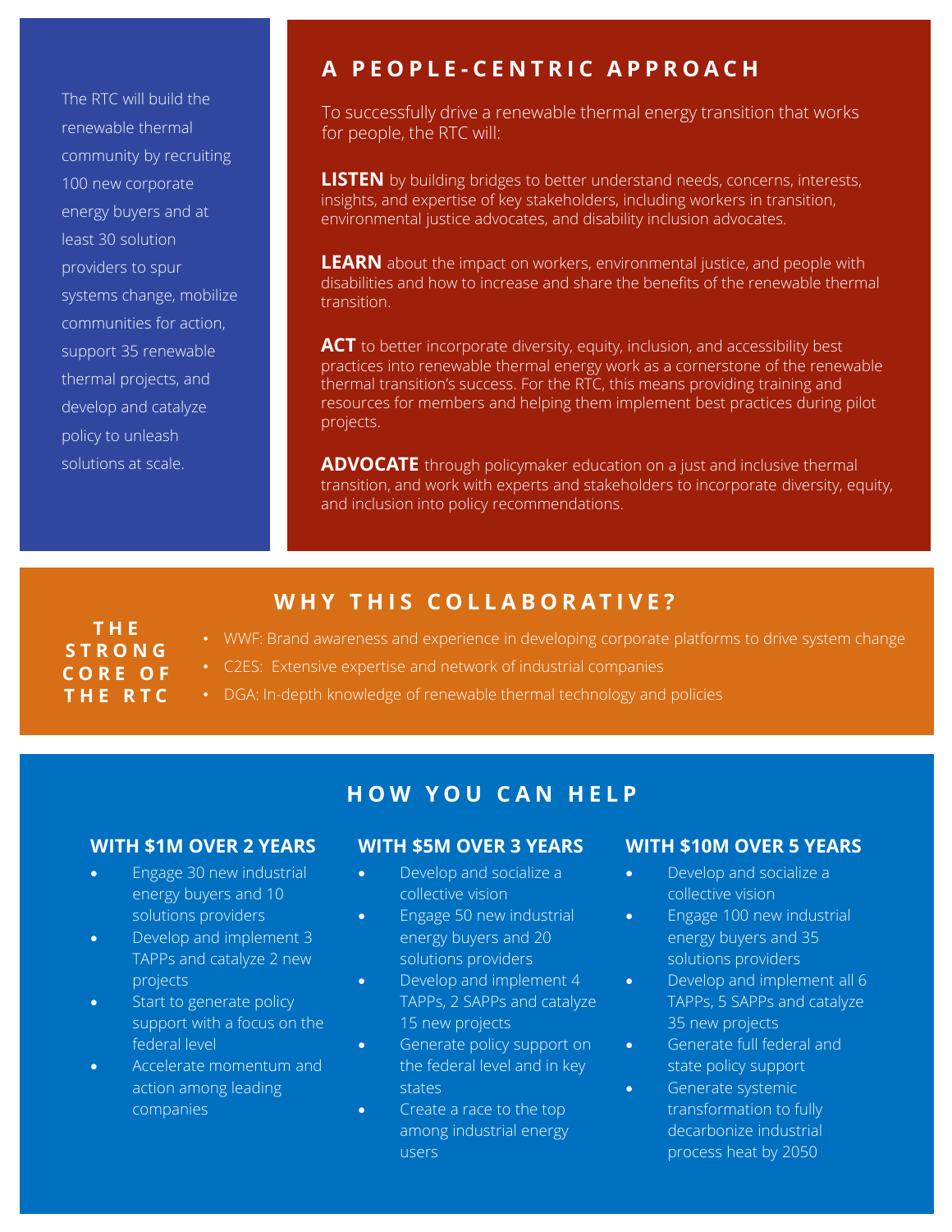The RTC will build the renewable thermal community by recruiting 100 new corporate energy buyers and at least 30 solution providers to spur systems change, mobilize communities for action, support 35 renewable thermal projects, and develop and catalyze policy to unleash solutions at scale.

## A PEOPLE-CENTRIC APPROACH

To successfully drive a renewable thermal energy transition that works for people, the RTC will:

**LISTEN** by building bridges to better understand needs, concerns, interests, insights, and expertise of key stakeholders, including workers in transition, environmental justice advocates, and disability inclusion advocates.

**LEARN** about the impact on workers, environmental justice, and people with disabilities and how to increase and share the benefits of the renewable thermal transition.

**ACT** to better incorporate diversity, equity, inclusion, and accessibility best practices into renewable thermal energy work as a cornerstone of the renewable thermal transition's success. For the RTC, this means providing training and resources for members and helping them implement best practices during pilot projects.

**ADVOCATE** through policymaker education on a just and inclusive thermal transition, and work with experts and stakeholders to incorporate diversity, equity, and inclusion into policy recommendations.

## WHY THIS COLLABORATIVE?

**THE STRONG CORE OF THE RTC**

- WWF: Brand awareness and experience in developing corporate platforms to drive system change
- C2ES: Extensive expertise and network of industrial companies
- DGA: In-depth knowledge of renewable thermal technology and policies

## HOW YOU CAN HELP

### WITH $1M OVER 2 YEARS

- Engage 30 new industrial energy buyers and 10 solutions providers
- Develop and implement 3 TAPPs and catalyze 2 new projects
- Start to generate policy support with a focus on the federal level
- Accelerate momentum and action among leading companies

### WITH $5M OVER 3 YEARS

- Develop and socialize a collective vision
- Engage 50 new industrial energy buyers and 20 solutions providers
- Develop and implement 4 TAPPs, 2 SAPPs and catalyze 15 new projects
- Generate policy support on the federal level and in key states
- Create a race to the top among industrial energy users

### WITH $10M OVER 5 YEARS

- Develop and socialize a collective vision
- Engage 100 new industrial energy buyers and 35 solutions providers
- Develop and implement all 6 TAPPs, 5 SAPPs and catalyze 35 new projects
- Generate full federal and state policy support
- Generate systemic transformation to fully decarbonize industrial process heat by 2050